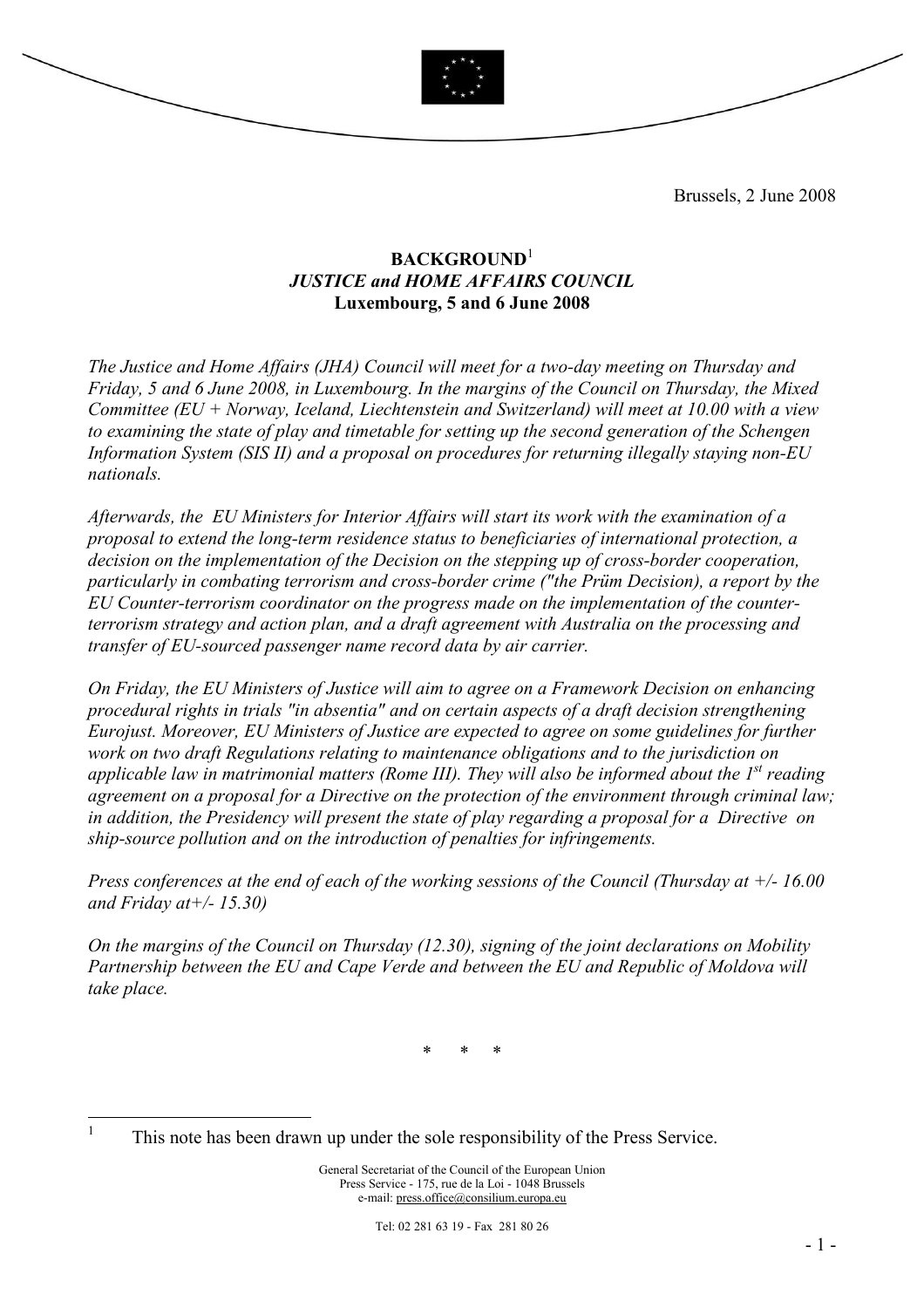Brussels, 2 June 2008

**BACKGROUND**[1]
***JUSTICE and HOME AFFAIRS COUNCIL***
**Luxembourg, 5 and 6 June 2008**

*The Justice and Home Affairs (JHA) Council will meet for a two-day meeting on Thursday and Friday, 5 and 6 June 2008, in Luxembourg. In the margins of the Council on Thursday, the Mixed Committee (EU + Norway, Iceland, Liechtenstein and Switzerland) will meet at 10.00 with a view to examining the state of play and timetable for setting up the second generation of the Schengen Information System (SIS II) and a proposal on procedures for returning illegally staying non-EU nationals.*

*Afterwards, the EU Ministers for Interior Affairs will start its work with the examination of a proposal to extend the long-term residence status to beneficiaries of international protection, a decision on the implementation of the Decision on the stepping up of cross-border cooperation, particularly in combating terrorism and cross-border crime ("the Prüm Decision), a report by the EU Counter-terrorism coordinator on the progress made on the implementation of the counter-terrorism strategy and action plan, and a draft agreement with Australia on the processing and transfer of EU-sourced passenger name record data by air carrier.*

*On Friday, the EU Ministers of Justice will aim to agree on a Framework Decision on enhancing procedural rights in trials "in absentia" and on certain aspects of a draft decision strengthening Eurojust. Moreover, EU Ministers of Justice are expected to agree on some guidelines for further work on two draft Regulations relating to maintenance obligations and to the jurisdiction on applicable law in matrimonial matters (Rome III). They will also be informed about the 1st reading agreement on a proposal for a Directive on the protection of the environment through criminal law; in addition, the Presidency will present the state of play regarding a proposal for a Directive on ship-source pollution and on the introduction of penalties for infringements.*

*Press conferences at the end of each of the working sessions of the Council (Thursday at +/- 16.00 and Friday at+/- 15.30)*

*On the margins of the Council on Thursday (12.30), signing of the joint declarations on Mobility Partnership between the EU and Cape Verde and between the EU and Republic of Moldova will take place.*

\* \* \*

[1] This note has been drawn up under the sole responsibility of the Press Service.

General Secretariat of the Council of the European Union
Press Service - 175, rue de la Loi - 1048 Brussels
e-mail: press.office@consilium.europa.eu

Tel: 02 281 63 19 - Fax 281 80 26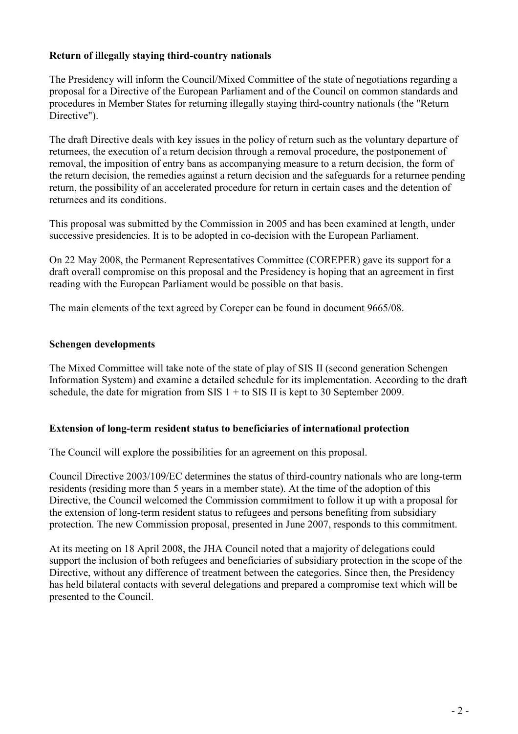**Return of illegally staying third-country nationals**

The Presidency will inform the Council/Mixed Committee of the state of negotiations regarding a proposal for a Directive of the European Parliament and of the Council on common standards and procedures in Member States for returning illegally staying third-country nationals (the "Return Directive").

The draft Directive deals with key issues in the policy of return such as the voluntary departure of returnees, the execution of a return decision through a removal procedure, the postponement of removal, the imposition of entry bans as accompanying measure to a return decision, the form of the return decision, the remedies against a return decision and the safeguards for a returnee pending return, the possibility of an accelerated procedure for return in certain cases and the detention of returnees and its conditions.

This proposal was submitted by the Commission in 2005 and has been examined at length, under successive presidencies. It is to be adopted in co-decision with the European Parliament.

On 22 May 2008, the Permanent Representatives Committee (COREPER) gave its support for a draft overall compromise on this proposal and the Presidency is hoping that an agreement in first reading with the European Parliament would be possible on that basis.

The main elements of the text agreed by Coreper can be found in document 9665/08.

**Schengen developments**

The Mixed Committee will take note of the state of play of SIS II (second generation Schengen Information System) and examine a detailed schedule for its implementation. According to the draft schedule, the date for migration from SIS 1 + to SIS II is kept to 30 September 2009.

**Extension of long-term resident status to beneficiaries of international protection**

The Council will explore the possibilities for an agreement on this proposal.

Council Directive 2003/109/EC determines the status of third-country nationals who are long-term residents (residing more than 5 years in a member state). At the time of the adoption of this Directive, the Council welcomed the Commission commitment to follow it up with a proposal for the extension of long-term resident status to refugees and persons benefiting from subsidiary protection. The new Commission proposal, presented in June 2007, responds to this commitment.

At its meeting on 18 April 2008, the JHA Council noted that a majority of delegations could support the inclusion of both refugees and beneficiaries of subsidiary protection in the scope of the Directive, without any difference of treatment between the categories. Since then, the Presidency has held bilateral contacts with several delegations and prepared a compromise text which will be presented to the Council.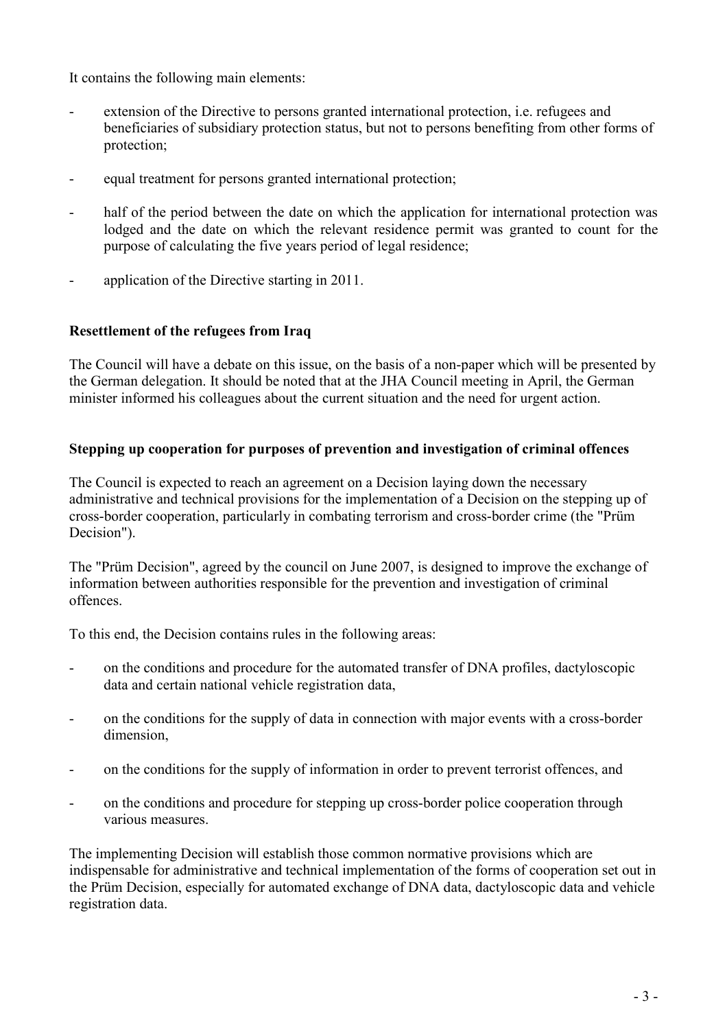It contains the following main elements:

- extension of the Directive to persons granted international protection, i.e. refugees and beneficiaries of subsidiary protection status, but not to persons benefiting from other forms of protection;
- equal treatment for persons granted international protection;
- half of the period between the date on which the application for international protection was lodged and the date on which the relevant residence permit was granted to count for the purpose of calculating the five years period of legal residence;
- application of the Directive starting in 2011.

**Resettlement of the refugees from Iraq**

The Council will have a debate on this issue, on the basis of a non-paper which will be presented by the German delegation. It should be noted that at the JHA Council meeting in April, the German minister informed his colleagues about the current situation and the need for urgent action.

**Stepping up cooperation for purposes of prevention and investigation of criminal offences**

The Council is expected to reach an agreement on a Decision laying down the necessary administrative and technical provisions for the implementation of a Decision on the stepping up of cross-border cooperation, particularly in combating terrorism and cross-border crime (the "Prüm Decision").

The "Prüm Decision", agreed by the council on June 2007, is designed to improve the exchange of information between authorities responsible for the prevention and investigation of criminal offences.

To this end, the Decision contains rules in the following areas:

- on the conditions and procedure for the automated transfer of DNA profiles, dactyloscopic data and certain national vehicle registration data,
- on the conditions for the supply of data in connection with major events with a cross-border dimension,
- on the conditions for the supply of information in order to prevent terrorist offences, and
- on the conditions and procedure for stepping up cross-border police cooperation through various measures.

The implementing Decision will establish those common normative provisions which are indispensable for administrative and technical implementation of the forms of cooperation set out in the Prüm Decision, especially for automated exchange of DNA data, dactyloscopic data and vehicle registration data.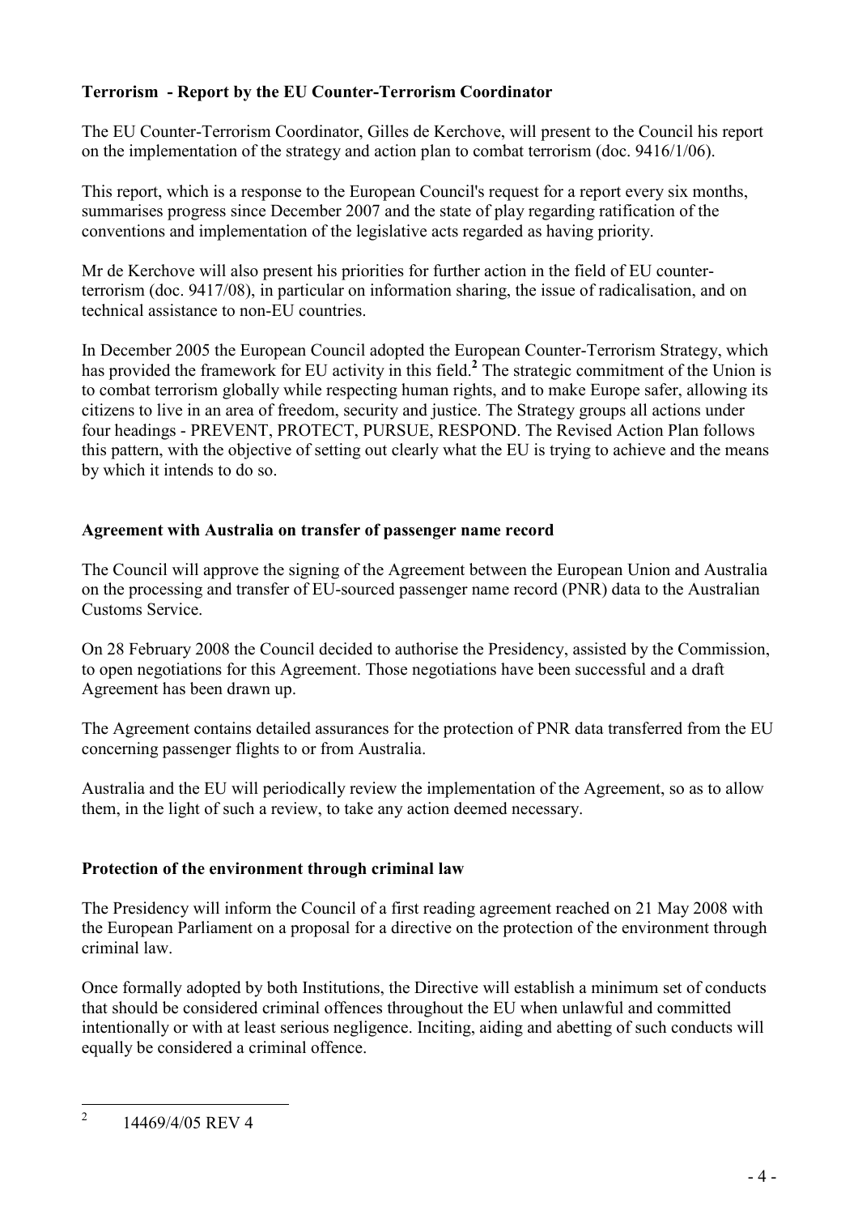**Terrorism - Report by the EU Counter-Terrorism Coordinator**

The EU Counter-Terrorism Coordinator, Gilles de Kerchove, will present to the Council his report on the implementation of the strategy and action plan to combat terrorism (doc. 9416/1/06).

This report, which is a response to the European Council's request for a report every six months, summarises progress since December 2007 and the state of play regarding ratification of the conventions and implementation of the legislative acts regarded as having priority.

Mr de Kerchove will also present his priorities for further action in the field of EU counter-terrorism (doc. 9417/08), in particular on information sharing, the issue of radicalisation, and on technical assistance to non-EU countries.

In December 2005 the European Council adopted the European Counter-Terrorism Strategy, which has provided the framework for EU activity in this field.[2] The strategic commitment of the Union is to combat terrorism globally while respecting human rights, and to make Europe safer, allowing its citizens to live in an area of freedom, security and justice. The Strategy groups all actions under four headings - PREVENT, PROTECT, PURSUE, RESPOND. The Revised Action Plan follows this pattern, with the objective of setting out clearly what the EU is trying to achieve and the means by which it intends to do so.

**Agreement with Australia on transfer of passenger name record**

The Council will approve the signing of the Agreement between the European Union and Australia on the processing and transfer of EU-sourced passenger name record (PNR) data to the Australian Customs Service.

On 28 February 2008 the Council decided to authorise the Presidency, assisted by the Commission, to open negotiations for this Agreement. Those negotiations have been successful and a draft Agreement has been drawn up.

The Agreement contains detailed assurances for the protection of PNR data transferred from the EU concerning passenger flights to or from Australia.

Australia and the EU will periodically review the implementation of the Agreement, so as to allow them, in the light of such a review, to take any action deemed necessary.

**Protection of the environment through criminal law**

The Presidency will inform the Council of a first reading agreement reached on 21 May 2008 with the European Parliament on a proposal for a directive on the protection of the environment through criminal law.

Once formally adopted by both Institutions, the Directive will establish a minimum set of conducts that should be considered criminal offences throughout the EU when unlawful and committed intentionally or with at least serious negligence. Inciting, aiding and abetting of such conducts will equally be considered a criminal offence.

---

[2] 14469/4/05 REV 4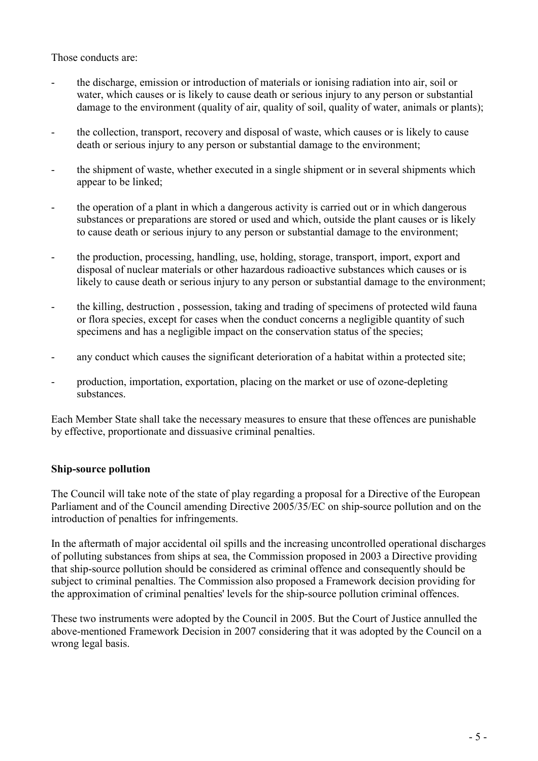Those conducts are:

- the discharge, emission or introduction of materials or ionising radiation into air, soil or water, which causes or is likely to cause death or serious injury to any person or substantial damage to the environment (quality of air, quality of soil, quality of water, animals or plants);
- the collection, transport, recovery and disposal of waste, which causes or is likely to cause death or serious injury to any person or substantial damage to the environment;
- the shipment of waste, whether executed in a single shipment or in several shipments which appear to be linked;
- the operation of a plant in which a dangerous activity is carried out or in which dangerous substances or preparations are stored or used and which, outside the plant causes or is likely to cause death or serious injury to any person or substantial damage to the environment;
- the production, processing, handling, use, holding, storage, transport, import, export and disposal of nuclear materials or other hazardous radioactive substances which causes or is likely to cause death or serious injury to any person or substantial damage to the environment;
- the killing, destruction , possession, taking and trading of specimens of protected wild fauna or flora species, except for cases when the conduct concerns a negligible quantity of such specimens and has a negligible impact on the conservation status of the species;
- any conduct which causes the significant deterioration of a habitat within a protected site;
- production, importation, exportation, placing on the market or use of ozone-depleting substances.

Each Member State shall take the necessary measures to ensure that these offences are punishable by effective, proportionate and dissuasive criminal penalties.

**Ship-source pollution**

The Council will take note of the state of play regarding a proposal for a Directive of the European Parliament and of the Council amending Directive 2005/35/EC on ship-source pollution and on the introduction of penalties for infringements.

In the aftermath of major accidental oil spills and the increasing uncontrolled operational discharges of polluting substances from ships at sea, the Commission proposed in 2003 a Directive providing that ship-source pollution should be considered as criminal offence and consequently should be subject to criminal penalties. The Commission also proposed a Framework decision providing for the approximation of criminal penalties' levels for the ship-source pollution criminal offences.

These two instruments were adopted by the Council in 2005. But the Court of Justice annulled the above-mentioned Framework Decision in 2007 considering that it was adopted by the Council on a wrong legal basis.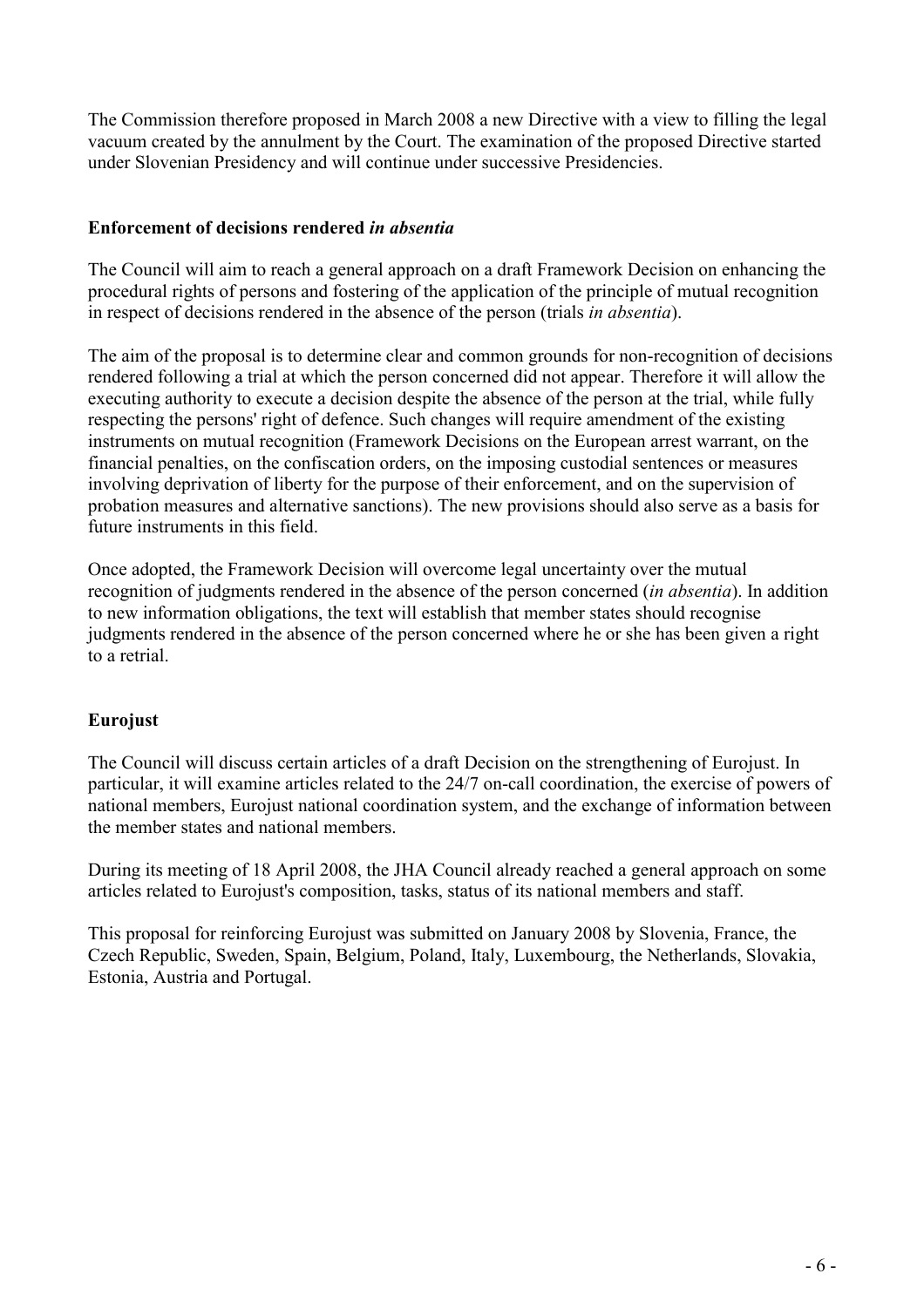The Commission therefore proposed in March 2008 a new Directive with a view to filling the legal vacuum created by the annulment by the Court. The examination of the proposed Directive started under Slovenian Presidency and will continue under successive Presidencies.

**Enforcement of decisions rendered *in absentia***

The Council will aim to reach a general approach on a draft Framework Decision on enhancing the procedural rights of persons and fostering of the application of the principle of mutual recognition in respect of decisions rendered in the absence of the person (trials *in absentia*).

The aim of the proposal is to determine clear and common grounds for non-recognition of decisions rendered following a trial at which the person concerned did not appear. Therefore it will allow the executing authority to execute a decision despite the absence of the person at the trial, while fully respecting the persons' right of defence. Such changes will require amendment of the existing instruments on mutual recognition (Framework Decisions on the European arrest warrant, on the financial penalties, on the confiscation orders, on the imposing custodial sentences or measures involving deprivation of liberty for the purpose of their enforcement, and on the supervision of probation measures and alternative sanctions). The new provisions should also serve as a basis for future instruments in this field.

Once adopted, the Framework Decision will overcome legal uncertainty over the mutual recognition of judgments rendered in the absence of the person concerned (*in absentia*). In addition to new information obligations, the text will establish that member states should recognise judgments rendered in the absence of the person concerned where he or she has been given a right to a retrial.

**Eurojust**

The Council will discuss certain articles of a draft Decision on the strengthening of Eurojust. In particular, it will examine articles related to the 24/7 on-call coordination, the exercise of powers of national members, Eurojust national coordination system, and the exchange of information between the member states and national members.

During its meeting of 18 April 2008, the JHA Council already reached a general approach on some articles related to Eurojust's composition, tasks, status of its national members and staff.

This proposal for reinforcing Eurojust was submitted on January 2008 by Slovenia, France, the Czech Republic, Sweden, Spain, Belgium, Poland, Italy, Luxembourg, the Netherlands, Slovakia, Estonia, Austria and Portugal.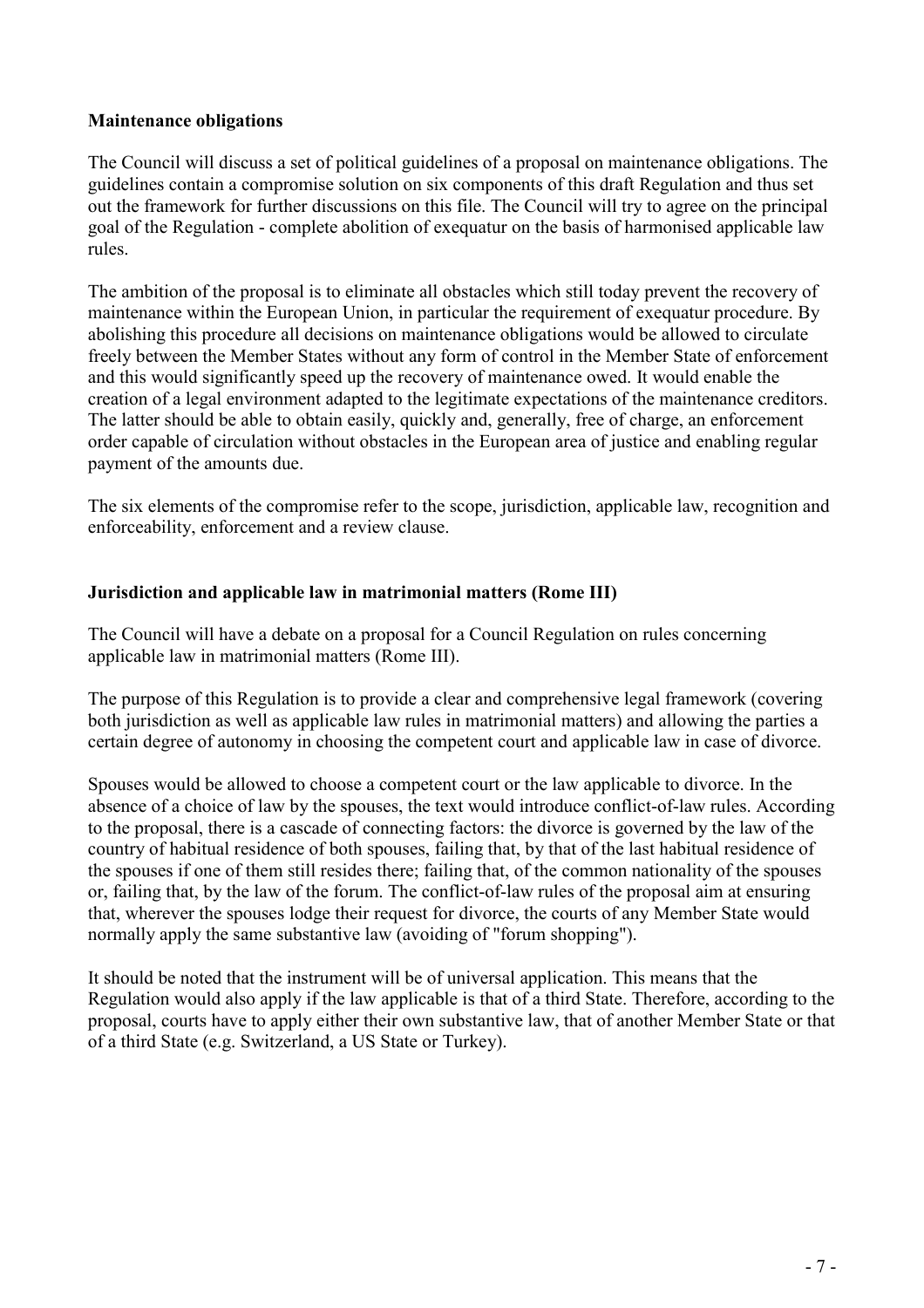### Maintenance obligations

The Council will discuss a set of political guidelines of a proposal on maintenance obligations. The guidelines contain a compromise solution on six components of this draft Regulation and thus set out the framework for further discussions on this file. The Council will try to agree on the principal goal of the Regulation - complete abolition of exequatur on the basis of harmonised applicable law rules.

The ambition of the proposal is to eliminate all obstacles which still today prevent the recovery of maintenance within the European Union, in particular the requirement of exequatur procedure. By abolishing this procedure all decisions on maintenance obligations would be allowed to circulate freely between the Member States without any form of control in the Member State of enforcement and this would significantly speed up the recovery of maintenance owed. It would enable the creation of a legal environment adapted to the legitimate expectations of the maintenance creditors. The latter should be able to obtain easily, quickly and, generally, free of charge, an enforcement order capable of circulation without obstacles in the European area of justice and enabling regular payment of the amounts due.

The six elements of the compromise refer to the scope, jurisdiction, applicable law, recognition and enforceability, enforcement and a review clause.

### Jurisdiction and applicable law in matrimonial matters (Rome III)

The Council will have a debate on a proposal for a Council Regulation on rules concerning applicable law in matrimonial matters (Rome III).

The purpose of this Regulation is to provide a clear and comprehensive legal framework (covering both jurisdiction as well as applicable law rules in matrimonial matters) and allowing the parties a certain degree of autonomy in choosing the competent court and applicable law in case of divorce.

Spouses would be allowed to choose a competent court or the law applicable to divorce. In the absence of a choice of law by the spouses, the text would introduce conflict-of-law rules. According to the proposal, there is a cascade of connecting factors: the divorce is governed by the law of the country of habitual residence of both spouses, failing that, by that of the last habitual residence of the spouses if one of them still resides there; failing that, of the common nationality of the spouses or, failing that, by the law of the forum. The conflict-of-law rules of the proposal aim at ensuring that, wherever the spouses lodge their request for divorce, the courts of any Member State would normally apply the same substantive law (avoiding of "forum shopping").

It should be noted that the instrument will be of universal application. This means that the Regulation would also apply if the law applicable is that of a third State. Therefore, according to the proposal, courts have to apply either their own substantive law, that of another Member State or that of a third State (e.g. Switzerland, a US State or Turkey).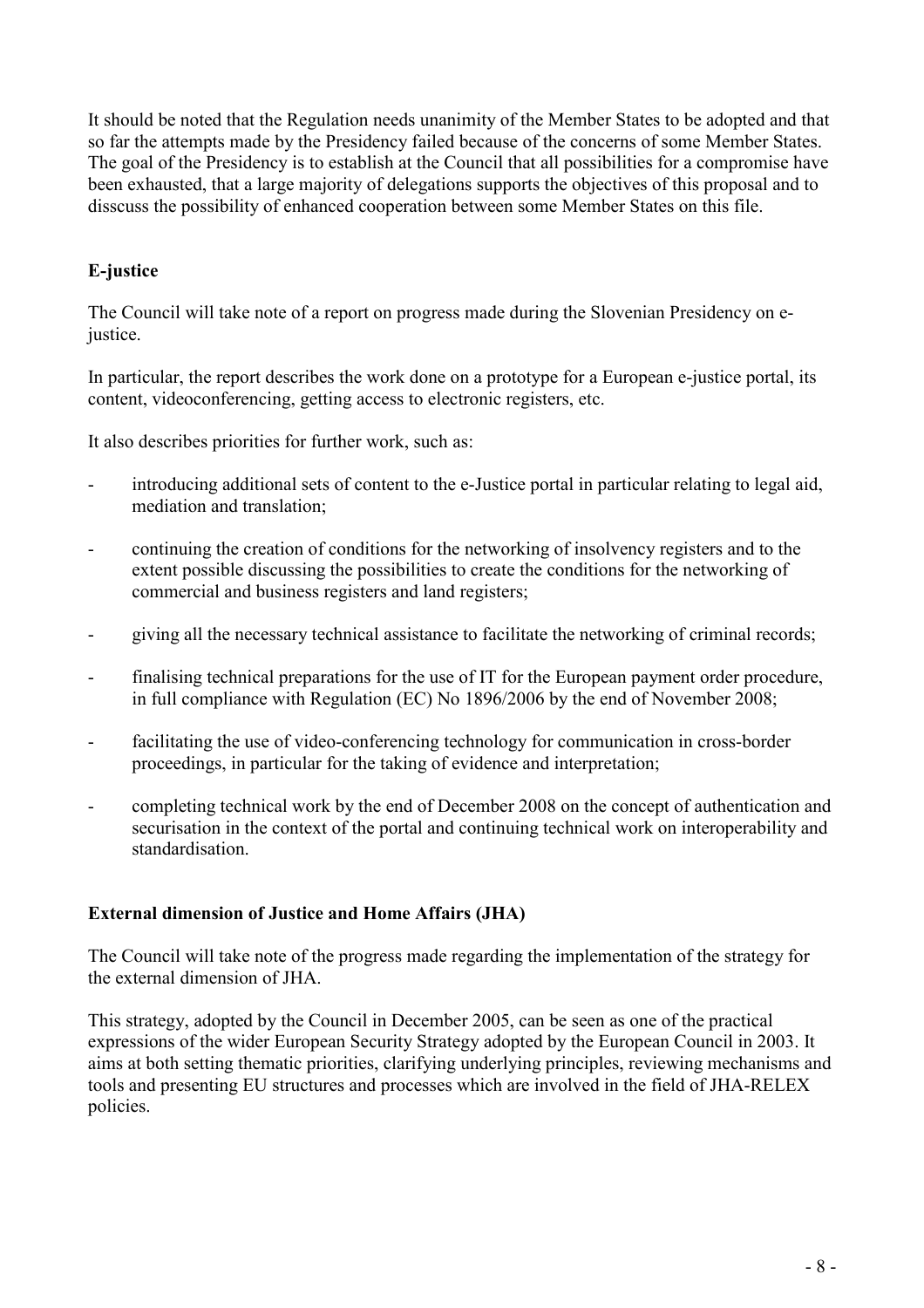It should be noted that the Regulation needs unanimity of the Member States to be adopted and that so far the attempts made by the Presidency failed because of the concerns of some Member States. The goal of the Presidency is to establish at the Council that all possibilities for a compromise have been exhausted, that a large majority of delegations supports the objectives of this proposal and to disscuss the possibility of enhanced cooperation between some Member States on this file.

**E-justice**

The Council will take note of a report on progress made during the Slovenian Presidency on e-justice.

In particular, the report describes the work done on a prototype for a European e-justice portal, its content, videoconferencing, getting access to electronic registers, etc.

It also describes priorities for further work, such as:

- introducing additional sets of content to the e-Justice portal in particular relating to legal aid, mediation and translation;
- continuing the creation of conditions for the networking of insolvency registers and to the extent possible discussing the possibilities to create the conditions for the networking of commercial and business registers and land registers;
- giving all the necessary technical assistance to facilitate the networking of criminal records;
- finalising technical preparations for the use of IT for the European payment order procedure, in full compliance with Regulation (EC) No 1896/2006 by the end of November 2008;
- facilitating the use of video-conferencing technology for communication in cross-border proceedings, in particular for the taking of evidence and interpretation;
- completing technical work by the end of December 2008 on the concept of authentication and securisation in the context of the portal and continuing technical work on interoperability and standardisation.

**External dimension of Justice and Home Affairs (JHA)**

The Council will take note of the progress made regarding the implementation of the strategy for the external dimension of JHA.

This strategy, adopted by the Council in December 2005, can be seen as one of the practical expressions of the wider European Security Strategy adopted by the European Council in 2003. It aims at both setting thematic priorities, clarifying underlying principles, reviewing mechanisms and tools and presenting EU structures and processes which are involved in the field of JHA-RELEX policies.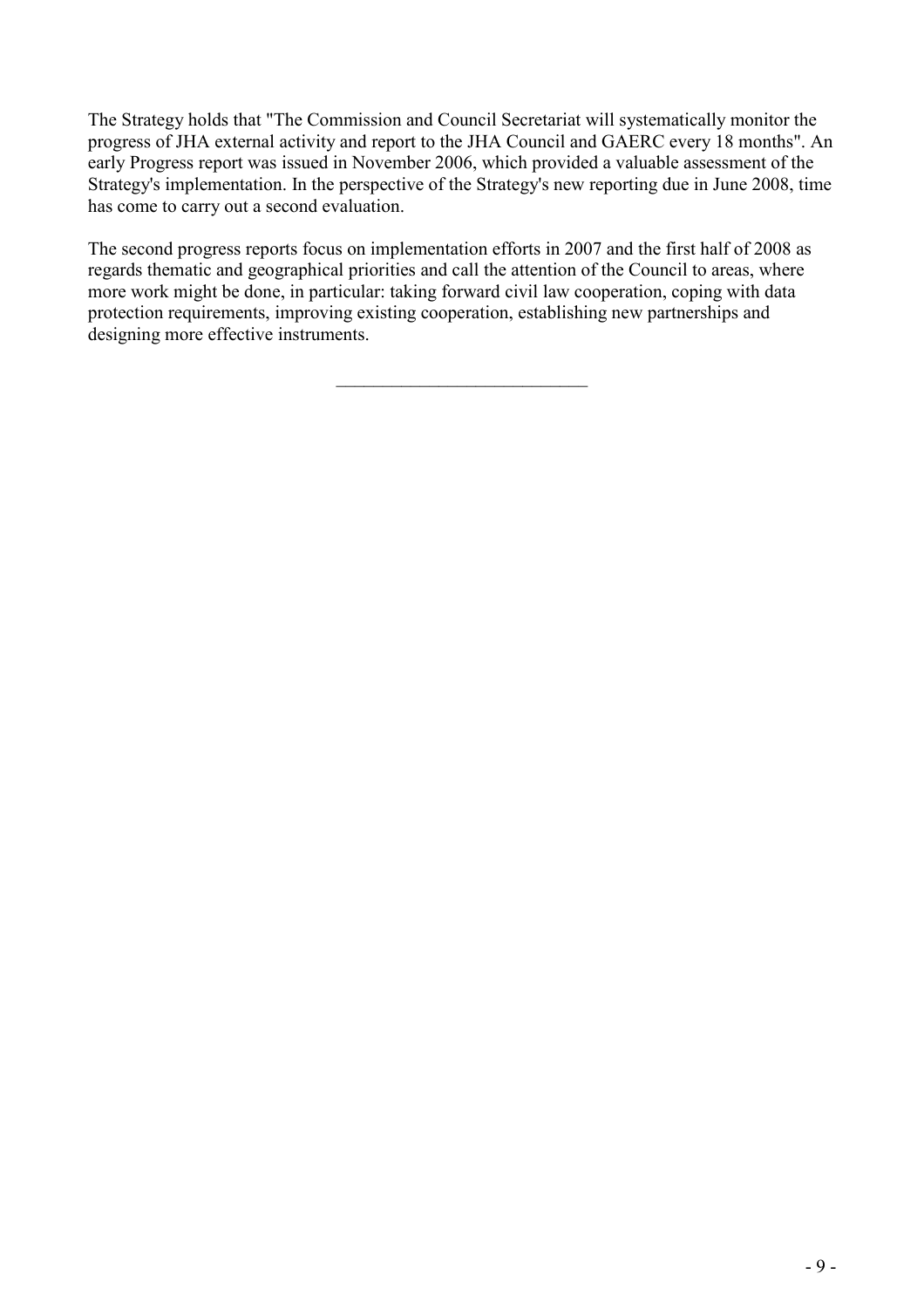The Strategy holds that "The Commission and Council Secretariat will systematically monitor the progress of JHA external activity and report to the JHA Council and GAERC every 18 months". An early Progress report was issued in November 2006, which provided a valuable assessment of the Strategy's implementation. In the perspective of the Strategy's new reporting due in June 2008, time has come to carry out a second evaluation.

The second progress reports focus on implementation efforts in 2007 and the first half of 2008 as regards thematic and geographical priorities and call the attention of the Council to areas, where more work might be done, in particular: taking forward civil law cooperation, coping with data protection requirements, improving existing cooperation, establishing new partnerships and designing more effective instruments.

---